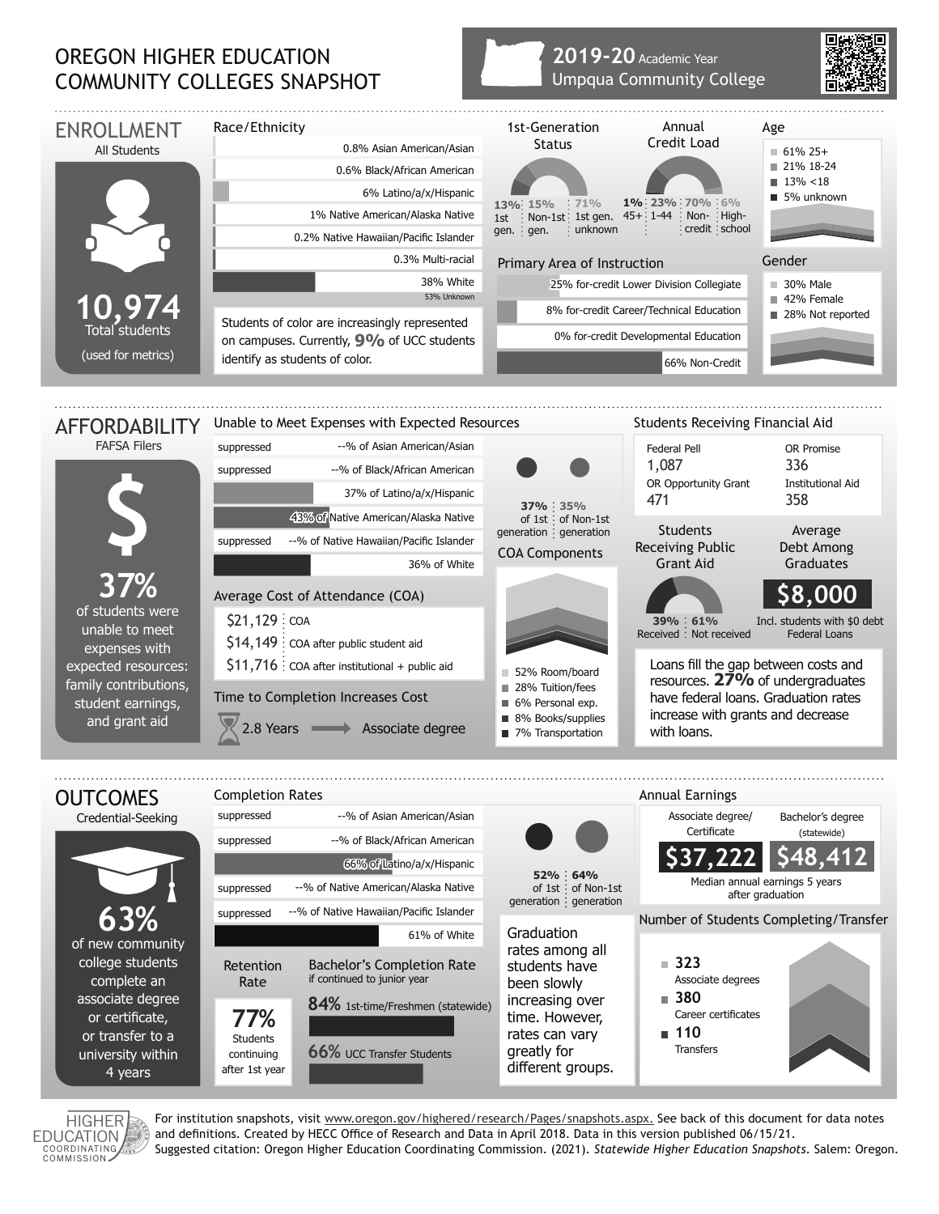# OREGON HIGHER EDUCATION COMMUNITY COLLEGES SNAPSHOT

**2019-20** Academic Year
Umpqua Community College

## ENROLLMENT

All Students

**10,974**
Total students
(used for metrics)

### Race/Ethnicity

- 0.8% Asian American/Asian
- 0.6% Black/African American
- 6% Latino/a/x/Hispanic
- 1% Native American/Alaska Native
- 0.2% Native Hawaiian/Pacific Islander
- 0.3% Multi-racial
- 38% White
- 53% Unknown

Students of color are increasingly represented on campuses. Currently, **9%** of UCC students identify as students of color.

### 1st-Generation Status

- 13% 1st gen.
- 15% Non-1st gen.
- 71% 1st gen. unknown

### Annual Credit Load

- 1% 45+
- 23% 1-44
- 70% Non-credit
- 6% High-school

### Age

- 61% 25+
- 21% 18-24
- 13% <18
- 5% unknown

### Primary Area of Instruction

- 25% for-credit Lower Division Collegiate
- 8% for-credit Career/Technical Education
- 0% for-credit Developmental Education
- 66% Non-Credit

### Gender

- 30% Male
- 42% Female
- 28% Not reported

## AFFORDABILITY

FAFSA Filers

**37%**
of students were unable to meet expenses with expected resources: family contributions, student earnings, and grant aid

### Unable to Meet Expenses with Expected Resources

- suppressed --% of Asian American/Asian
- suppressed --% of Black/African American
- 37% of Latino/a/x/Hispanic
- 43% of Native American/Alaska Native
- suppressed --% of Native Hawaiian/Pacific Islander
- 36% of White

**37%** of 1st generation | **35%** of Non-1st generation

### Average Cost of Attendance (COA)

- $21,129 COA
- $14,149 COA after public student aid
- $11,716 COA after institutional + public aid

### Time to Completion Increases Cost

2.8 Years → Associate degree

### COA Components

- 52% Room/board
- 28% Tuition/fees
- 6% Personal exp.
- 8% Books/supplies
- 7% Transportation

### Students Receiving Financial Aid

| Federal Pell | OR Promise |
|---|---|
| 1,087 | 336 |
| **OR Opportunity Grant** | **Institutional Aid** |
| 471 | 358 |

### Students Receiving Public Grant Aid

- 39% Received
- 61% Not received

### Average Debt Among Graduates

**$8,000**
Incl. students with $0 debt Federal Loans

Loans fill the gap between costs and resources. **27%** of undergraduates have federal loans. Graduation rates increase with grants and decrease with loans.

## OUTCOMES

Credential-Seeking

**63%**
of new community college students complete an associate degree or certificate, or transfer to a university within 4 years

### Completion Rates

- suppressed --% of Asian American/Asian
- suppressed --% of Black/African American
- 66% of Latino/a/x/Hispanic
- suppressed --% of Native American/Alaska Native
- suppressed --% of Native Hawaiian/Pacific Islander
- 61% of White

**52%** of 1st generation | **64%** of Non-1st generation

Graduation rates among all students have been slowly increasing over time. However, rates can vary greatly for different groups.

### Retention Rate

**77%**
Students continuing after 1st year

### Bachelor's Completion Rate

if continued to junior year

- **84%** 1st-time/Freshmen (statewide)
- **66%** UCC Transfer Students

### Annual Earnings

| Associate degree/ Certificate | Bachelor's degree (statewide) |
|---|---|
| $37,222 | $48,412 |

Median annual earnings 5 years after graduation

### Number of Students Completing/Transfer

- **323** Associate degrees
- **380** Career certificates
- **110** Transfers

For institution snapshots, visit www.oregon.gov/highered/research/Pages/snapshots.aspx. See back of this document for data notes and definitions. Created by HECC Office of Research and Data in April 2018. Data in this version published 06/15/21.
Suggested citation: Oregon Higher Education Coordinating Commission. (2021). *Statewide Higher Education Snapshots*. Salem: Oregon.

HIGHER EDUCATION COORDINATING COMMISSION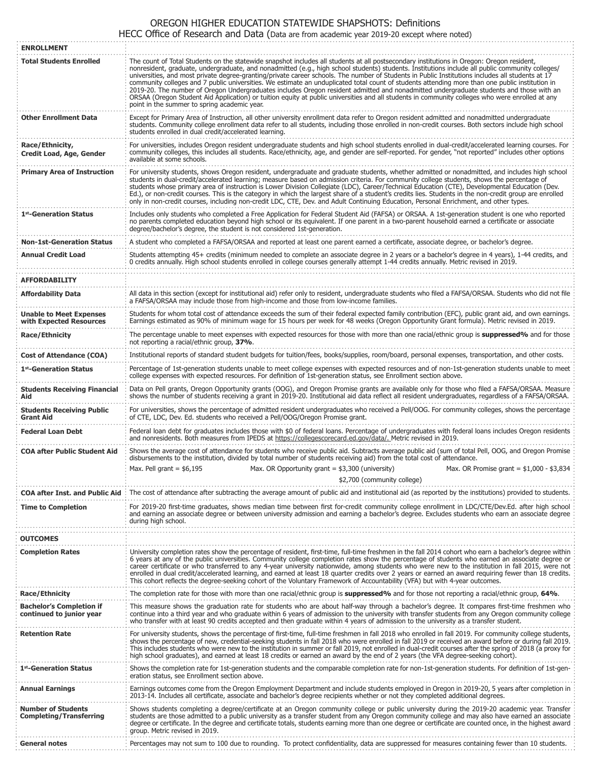# OREGON HIGHER EDUCATION STATEWIDE SHAPSHOTS: Definitions

HECC Office of Research and Data (Data are from academic year 2019-20 except where noted)

| | |
|---|---|
| **ENROLLMENT** | |
| **Total Students Enrolled** | The count of Total Students on the statewide snapshot includes all students at all postsecondary institutions in Oregon: Oregon resident, nonresident, graduate, undergraduate, and nonadmitted (e.g., high school students) students. Institutions include all public community colleges/ universities, and most private degree-granting/private career schools. The number of Students in Public Institutions includes all students at 17 community colleges and 7 public universities. We estimate an unduplicated total count of students attending more than one public institution in 2019-20. The number of Oregon Undergraduates includes Oregon resident admitted and nonadmitted undergraduate students and those with an ORSAA (Oregon Student Aid Application) or tuition equity at public universities and all students in community colleges who were enrolled at any point in the summer to spring academic year. |
| **Other Enrollment Data** | Except for Primary Area of Instruction, all other university enrollment data refer to Oregon resident admitted and nonadmitted undergraduate students. Community college enrollment data refer to all students, including those enrolled in non-credit courses. Both sectors include high school students enrolled in dual credit/accelerated learning. |
| **Race/Ethnicity, Credit Load, Age, Gender** | For universities, includes Oregon resident undergraduate students and high school students enrolled in dual-credit/accelerated learning courses. For community colleges, this includes all students. Race/ethnicity, age, and gender are self-reported. For gender, "not reported" includes other options available at some schools. |
| **Primary Area of Instruction** | For university students, shows Oregon resident, undergraduate and graduate students, whether admitted or nonadmitted, and includes high school students in dual-credit/accelerated learning; measure based on admission criteria. For community college students, shows the percentage of students whose primary area of instruction is Lower Division Collegiate (LDC), Career/Technical Education (CTE), Developmental Education (Dev. Ed.), or non-credit courses. This is the category in which the largest share of a student's credits lies. Students in the non-credit group are enrolled only in non-credit courses, including non-credit LDC, CTE, Dev. and Adult Continuing Education, Personal Enrichment, and other types. |
| **1st-Generation Status** | Includes only students who completed a Free Application for Federal Student Aid (FAFSA) or ORSAA. A 1st-generation student is one who reported no parents completed education beyond high school or its equivalent. If one parent in a two-parent household earned a certificate or associate degree/bachelor's degree, the student is not considered 1st-generation. |
| **Non-1st-Generation Status** | A student who completed a FAFSA/ORSAA and reported at least one parent earned a certificate, associate degree, or bachelor's degree. |
| **Annual Credit Load** | Students attempting 45+ credits (minimum needed to complete an associate degree in 2 years or a bachelor's degree in 4 years), 1-44 credits, and 0 credits annually. High school students enrolled in college courses generally attempt 1-44 credits annually. Metric revised in 2019. |
| **AFFORDABILITY** | |
| **Affordability Data** | All data in this section (except for institutional aid) refer only to resident, undergraduate students who filed a FAFSA/ORSAA. Students who did not file a FAFSA/ORSAA may include those from high-income and those from low-income families. |
| **Unable to Meet Expenses with Expected Resources** | Students for whom total cost of attendance exceeds the sum of their federal expected family contribution (EFC), public grant aid, and own earnings. Earnings estimated as 90% of minimum wage for 15 hours per week for 48 weeks (Oregon Opportunity Grant formula). Metric revised in 2019. |
| **Race/Ethnicity** | The percentage unable to meet expenses with expected resources for those with more than one racial/ethnic group is **suppressed%** and for those not reporting a racial/ethnic group, **37%**. |
| **Cost of Attendance (COA)** | Institutional reports of standard student budgets for tuition/fees, books/supplies, room/board, personal expenses, transportation, and other costs. |
| **1st-Generation Status** | Percentage of 1st-generation students unable to meet college expenses with expected resources and of non-1st-generation students unable to meet college expenses with expected resources. For definition of 1st-generation status, see Enrollment section above. |
| **Students Receiving Financial Aid** | Data on Pell grants, Oregon Opportunity grants (OOG), and Oregon Promise grants are available only for those who filed a FAFSA/ORSAA. Measure shows the number of students receiving a grant in 2019-20. Institutional aid data reflect all resident undergraduates, regardless of a FAFSA/ORSAA. |
| **Students Receiving Public Grant Aid** | For universities, shows the percentage of admitted resident undergraduates who received a Pell/OOG. For community colleges, shows the percentage of CTE, LDC, Dev. Ed. students who received a Pell/OOG/Oregon Promise grant. |
| **Federal Loan Debt** | Federal loan debt for graduates includes those with $0 of federal loans. Percentage of undergraduates with federal loans includes Oregon residents and nonresidents. Both measures from IPEDS at https://collegescorecard.ed.gov/data/. Metric revised in 2019. |
| **COA after Public Student Aid** | Shows the average cost of attendance for students who receive public aid. Subtracts average public aid (sum of total Pell, OOG, and Oregon Promise disbursements to the institution, divided by total number of students receiving aid) from the total cost of attendance. Max. Pell grant = $6,195; Max. OR Opportunity grant = $3,300 (university), $2,700 (community college); Max. OR Promise grant = $1,000 - $3,834 |
| **COA after Inst. and Public Aid** | The cost of attendance after subtracting the average amount of public aid and institutional aid (as reported by the institutions) provided to students. |
| **Time to Completion** | For 2019-20 first-time graduates, shows median time between first for-credit community college enrollment in LDC/CTE/Dev.Ed. after high school and earning an associate degree or between university admission and earning a bachelor's degree. Excludes students who earn an associate degree during high school. |
| **OUTCOMES** | |
| **Completion Rates** | University completion rates show the percentage of resident, first-time, full-time freshmen in the fall 2014 cohort who earn a bachelor's degree within 6 years at any of the public universities. Community college completion rates show the percentage of students who earned an associate degree or career certificate or who transferred to any 4-year university nationwide, among students who were new to the institution in fall 2015, were not enrolled in dual credit/accelerated learning, and earned at least 18 quarter credits over 2 years or earned an award requiring fewer than 18 credits. This cohort reflects the degree-seeking cohort of the Voluntary Framework of Accountability (VFA) but with 4-year outcomes. |
| **Race/Ethnicity** | The completion rate for those with more than one racial/ethnic group is **suppressed%** and for those not reporting a racial/ethnic group, **64%**. |
| **Bachelor's Completion if continued to junior year** | This measure shows the graduation rate for students who are about half-way through a bachelor's degree. It compares first-time freshmen who continue into a third year and who graduate within 6 years of admission to the university with transfer students from any Oregon community college who transfer with at least 90 credits accepted and then graduate within 4 years of admission to the university as a transfer student. |
| **Retention Rate** | For university students, shows the percentage of first-time, full-time freshmen in fall 2018 who enrolled in fall 2019. For community college students, shows the percentage of new, credential-seeking students in fall 2018 who were enrolled in fall 2019 or received an award before or during fall 2019. This includes students who were new to the institution in summer or fall 2019, not enrolled in dual-credit courses after the spring of 2018 (a proxy for high school graduates), and earned at least 18 credits or earned an award by the end of 2 years (the VFA degree-seeking cohort). |
| **1st-Generation Status** | Shows the completion rate for 1st-generation students and the comparable completion rate for non-1st-generation students. For definition of 1st-generation status, see Enrollment section above. |
| **Annual Earnings** | Earnings outcomes come from the Oregon Employment Department and include students employed in Oregon in 2019-20, 5 years after completion in 2013-14. Includes all certificate, associate and bachelor's degree recipients whether or not they completed additional degrees. |
| **Number of Students Completing/Transferring** | Shows students completing a degree/certificate at an Oregon community college or public university during the 2019-20 academic year. Transfer students are those admitted to a public university as a transfer student from any Oregon community college and may also have earned an associate degree or certificate. In the degree and certificate totals, students earning more than one degree or certificate are counted once, in the highest award group. Metric revised in 2019. |
| **General notes** | Percentages may not sum to 100 due to rounding. To protect confidentiality, data are suppressed for measures containing fewer than 10 students. |